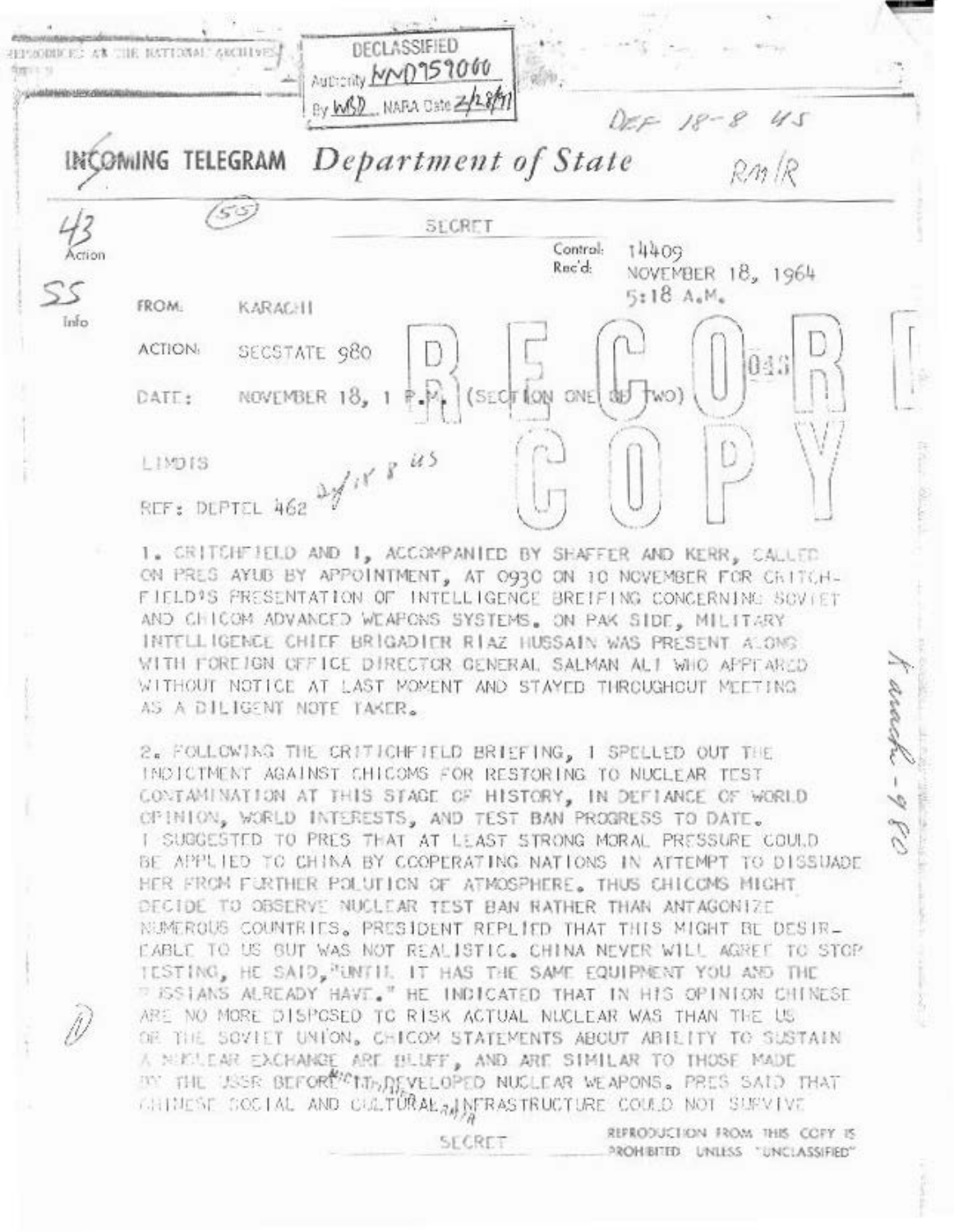DECLASSIFIED
Authority NND959000
By WBD NARA Date 2/28/97

DEF 18-8 US

RM/R

# INCOMING TELEGRAM Department of State

SECRET

43 Action

SS Info

Control: 14409
Rec'd: NOVEMBER 18, 1964
5:18 A.M.

FROM: KARACHI

ACTION: SECSTATE 980

DATE: NOVEMBER 18, 1 P.M. (SECTION ONE OF TWO)

RECORD COPY

LIMDIS

REF: DEPTEL 462

1. CRITCHFIELD AND I, ACCOMPANIED BY SHAFFER AND KERR, CALLED ON PRES AYUB BY APPOINTMENT, AT 0930 ON 10 NOVEMBER FOR CRITCHFIELD'S PRESENTATION OF INTELLIGENCE BREIFING CONCERNING SOVIET AND CHICOM ADVANCED WEAPONS SYSTEMS. ON PAK SIDE, MILITARY INTELLIGENCE CHIEF BRIGADIER RIAZ HUSSAIN WAS PRESENT ALONG WITH FOREIGN OFFICE DIRECTOR GENERAL SALMAN ALI WHO APPEARED WITHOUT NOTICE AT LAST MOMENT AND STAYED THROUGHOUT MEETING AS A DILIGENT NOTE TAKER.

2. FOLLOWING THE CRITICHFIELD BRIEFING, I SPELLED OUT THE INDICTMENT AGAINST CHICOMS FOR RESTORING TO NUCLEAR TEST CONTAMINATION AT THIS STAGE OF HISTORY, IN DEFIANCE OF WORLD OPINION, WORLD INTERESTS, AND TEST BAN PROGRESS TO DATE. I SUGGESTED TO PRES THAT AT LEAST STRONG MORAL PRESSURE COULD BE APPLIED TO CHINA BY COOPERATING NATIONS IN ATTEMPT TO DISSUADE HER FROM FURTHER POLUTION OF ATMOSPHERE. THUS CHICOMS MIGHT DECIDE TO OBSERVE NUCLEAR TEST BAN RATHER THAN ANTAGONIZE NUMEROUS COUNTRIES. PRESIDENT REPLIED THAT THIS MIGHT BE DESIREABLE TO US BUT WAS NOT REALISTIC. CHINA NEVER WILL AGREE TO STOP TESTING, HE SAID, "UNTIL IT HAS THE SAME EQUIPMENT YOU AND THE RUSSIANS ALREADY HAVE." HE INDICATED THAT IN HIS OPINION CHINESE ARE NO MORE DISPOSED TO RISK ACTUAL NUCLEAR WAS THAN THE US OR THE SOVIET UNION. CHICOM STATEMENTS ABOUT ABILITY TO SUSTAIN A NUCLEAR EXCHANGE ARE BLUFF, AND ARE SIMILAR TO THOSE MADE BY THE USSR BEFORE IT DEVELOPED NUCLEAR WEAPONS. PRES SAID THAT CHINESE SOCIAL AND CULTURAL INFRASTRUCTURE COULD NOT SURVIVE

Karachi-980

SECRET

REPRODUCTION FROM THIS COPY IS PROHIBITED UNLESS "UNCLASSIFIED"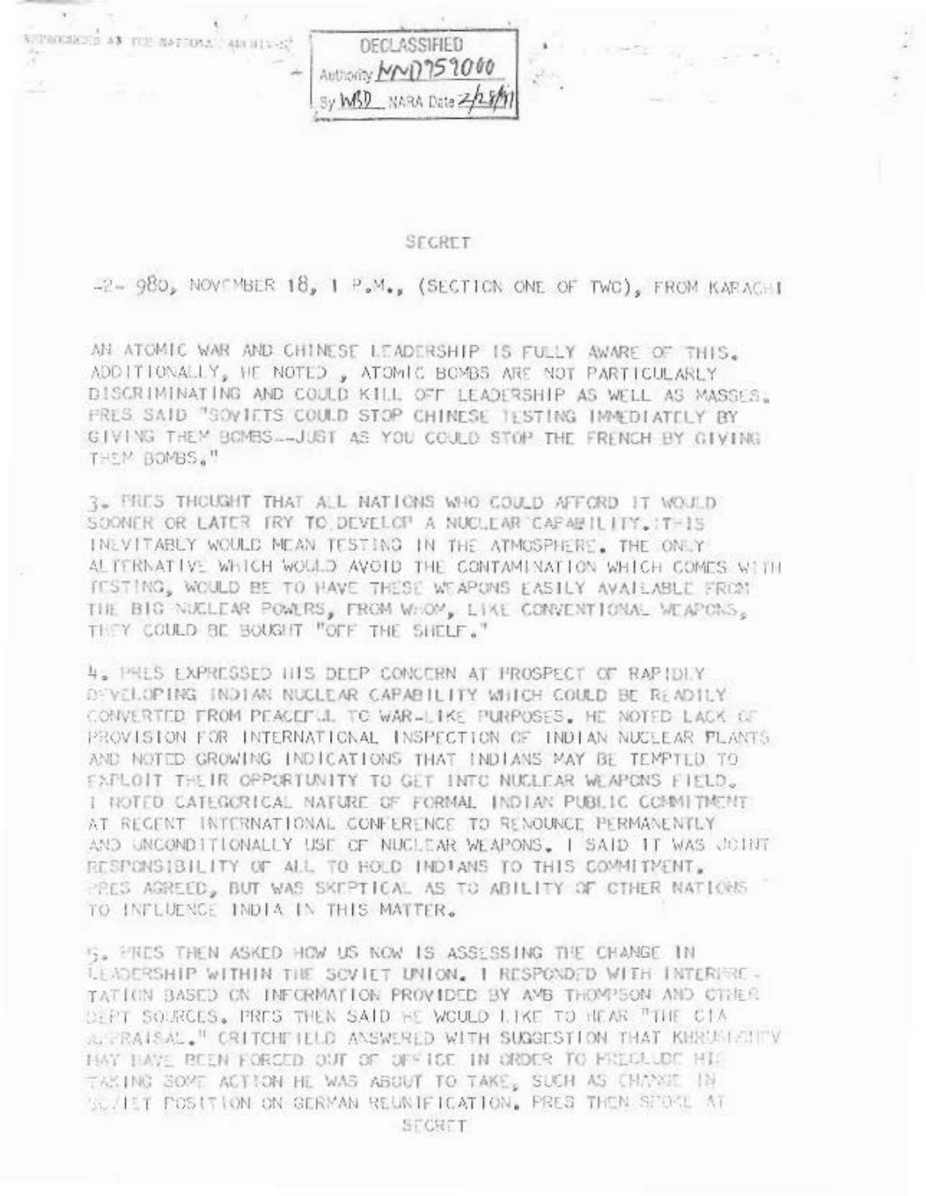DECLASSIFIED
Authority NND959000
By WBD NARA Date 2/28/91

SECRET

-2- 980, NOVEMBER 18, 1 P.M., (SECTION ONE OF TWO), FROM KARACHI

AN ATOMIC WAR AND CHINESE LEADERSHIP IS FULLY AWARE OF THIS. ADDITIONALLY, HE NOTED, ATOMIC BOMBS ARE NOT PARTICULARLY DISCRIMINATING AND COULD KILL OFF LEADERSHIP AS WELL AS MASSES. PRES SAID "SOVIETS COULD STOP CHINESE TESTING IMMEDIATELY BY GIVING THEM BOMBS--JUST AS YOU COULD STOP THE FRENCH BY GIVING THEM BOMBS."

3. PRES THOUGHT THAT ALL NATIONS WHO COULD AFFORD IT WOULD SOONER OR LATER TRY TO DEVELOP A NUCLEAR CAPABILITY. THIS INEVITABLY WOULD MEAN TESTING IN THE ATMOSPHERE. THE ONLY ALTERNATIVE WHICH WOULD AVOID THE CONTAMINATION WHICH COMES WITH TESTING, WOULD BE TO HAVE THESE WEAPONS EASILY AVAILABLE FROM THE BIG NUCLEAR POWERS, FROM WHOM, LIKE CONVENTIONAL WEAPONS, THEY COULD BE BOUGHT "OFF THE SHELF."

4. PRES EXPRESSED HIS DEEP CONCERN AT PROSPECT OF RAPIDLY DEVELOPING INDIAN NUCLEAR CAPABILITY WHICH COULD BE READILY CONVERTED FROM PEACEFUL TO WAR-LIKE PURPOSES. HE NOTED LACK OF PROVISION FOR INTERNATIONAL INSPECTION OF INDIAN NUCLEAR PLANTS AND NOTED GROWING INDICATIONS THAT INDIANS MAY BE TEMPTED TO EXPLOIT THEIR OPPORTUNITY TO GET INTO NUCLEAR WEAPONS FIELD. I NOTED CATEGORICAL NATURE OF FORMAL INDIAN PUBLIC COMMITMENT AT RECENT INTERNATIONAL CONFERENCE TO RENOUNCE PERMANENTLY AND UNCONDITIONALLY USE OF NUCLEAR WEAPONS. I SAID IT WAS JOINT RESPONSIBILITY OF ALL TO HOLD INDIANS TO THIS COMMITMENT. PRES AGREED, BUT WAS SKEPTICAL AS TO ABILITY OF OTHER NATIONS TO INFLUENCE INDIA IN THIS MATTER.

5. PRES THEN ASKED HOW US NOW IS ASSESSING THE CHANGE IN LEADERSHIP WITHIN THE SOVIET UNION. I RESPONDED WITH INTERPRETATION BASED ON INFORMATION PROVIDED BY AMB THOMPSON AND OTHER DEPT SOURCES. PRES THEN SAID HE WOULD LIKE TO HEAR "THE CIA APPRAISAL." CRITCHFIELD ANSWERED WITH SUGGESTION THAT KHRUSHCHEV MAY HAVE BEEN FORCED OUT OF OFFICE IN ORDER TO PRECLUDE HIS TAKING SOME ACTION HE WAS ABOUT TO TAKE, SUCH AS CHANGE IN SOVIET POSITION ON GERMAN REUNIFICATION. PRES THEN SPOKE AT

SECRET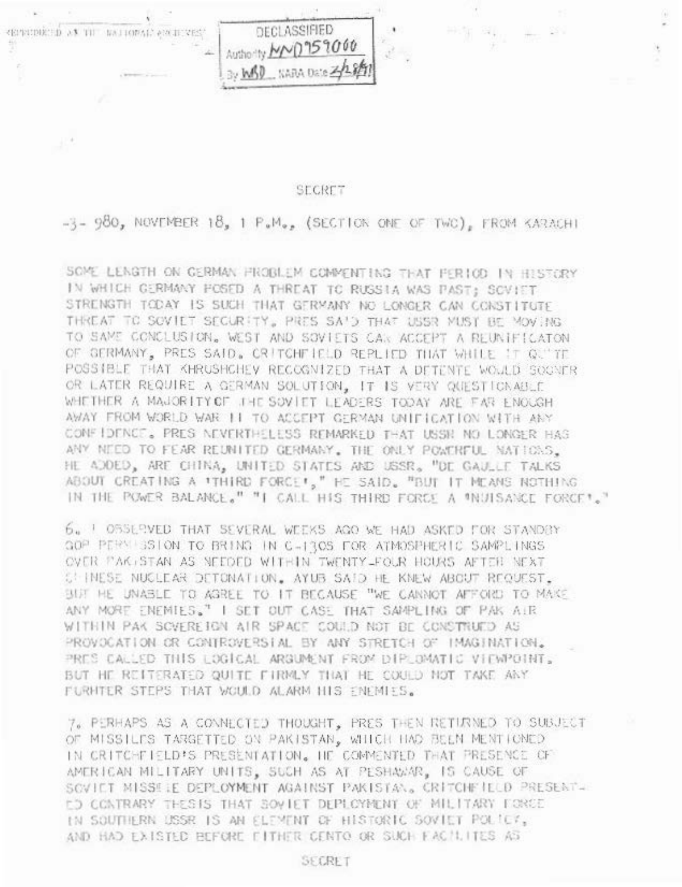DECLASSIFIED
Authority NND959000
By WBD NARA Date 2/28/11

SECRET

-3- 980, NOVEMBER 18, 1 P.M., (SECTION ONE OF TWO), FROM KARACHI

SOME LENGTH ON GERMAN PROBLEM COMMENTING THAT PERIOD IN HISTORY IN WHICH GERMANY POSED A THREAT TO RUSSIA WAS PAST; SOVIET STRENGTH TODAY IS SUCH THAT GERMANY NO LONGER CAN CONSTITUTE THREAT TO SOVIET SECURITY. PRES SAID THAT USSR MUST BE MOVING TO SAME CONCLUSION. WEST AND SOVIETS CAN ACCEPT A REUNIFICATON OF GERMANY, PRES SAID. CRITCHFIELD REPLIED THAT WHILE IT QUITE POSSIBLE THAT KHRUSHCHEV RECOGNIZED THAT A DETENTE WOULD SOONER OR LATER REQUIRE A GERMAN SOLUTION, IT IS VERY QUESTIONABLE WHETHER A MAJORITY OF THE SOVIET LEADERS TODAY ARE FAR ENOUGH AWAY FROM WORLD WAR II TO ACCEPT GERMAN UNIFICATION WITH ANY CONFIDENCE. PRES NEVERTHELESS REMARKED THAT USSR NO LONGER HAS ANY NEED TO FEAR REUNITED GERMANY. THE ONLY POWERFUL NATIONS, HE ADDED, ARE CHINA, UNITED STATES AND USSR. "DE GAULLE TALKS ABOUT CREATING A 'THIRD FORCE'," HE SAID. "BUT IT MEANS NOTHING IN THE POWER BALANCE." "I CALL HIS THIRD FORCE A 'NUISANCE FORCE'."

6. I OBSERVED THAT SEVERAL WEEKS AGO WE HAD ASKED FOR STANDBY GOP PERMISSION TO BRING IN C-130S FOR ATMOSPHERIC SAMPLINGS OVER PAKISTAN AS NEEDED WITHIN TWENTY-FOUR HOURS AFTER NEXT CHINESE NUCLEAR DETONATION. AYUB SAID HE KNEW ABOUT REQUEST, BUT HE UNABLE TO AGREE TO IT BECAUSE "WE CANNOT AFFORD TO MAKE ANY MORE ENEMIES." I SET OUT CASE THAT SAMPLING OF PAK AIR WITHIN PAK SOVEREIGN AIR SPACE COULD NOT BE CONSTRUED AS PROVOCATION OR CONTROVERSIAL BY ANY STRETCH OF IMAGINATION. PRES CALLED THIS LOGICAL ARGUMENT FROM DIPLOMATIC VIEWPOINT, BUT HE REITERATED QUITE FIRMLY THAT HE COULD NOT TAKE ANY FURHTER STEPS THAT WOULD ALARM HIS ENEMIES.

7. PERHAPS AS A CONNECTED THOUGHT, PRES THEN RETURNED TO SUBJECT OF MISSILES TARGETTED ON PAKISTAN, WHICH HAD BEEN MENTIONED IN CRITCHFIELD'S PRESENTATION. HE COMMENTED THAT PRESENCE OF AMERICAN MILITARY UNITS, SUCH AS AT PESHAWAR, IS CAUSE OF SOVIET MISSILE DEPLOYMENT AGAINST PAKISTAN. CRITCHFIELD PRESENTED CONTRARY THESIS THAT SOVIET DEPLOYMENT OF MILITARY FORCE IN SOUTHERN USSR IS AN ELEMENT OF HISTORIC SOVIET POLICY, AND HAD EXISTED BEFORE EITHER CENTO OR SUCH FACILITIES AS

SECRET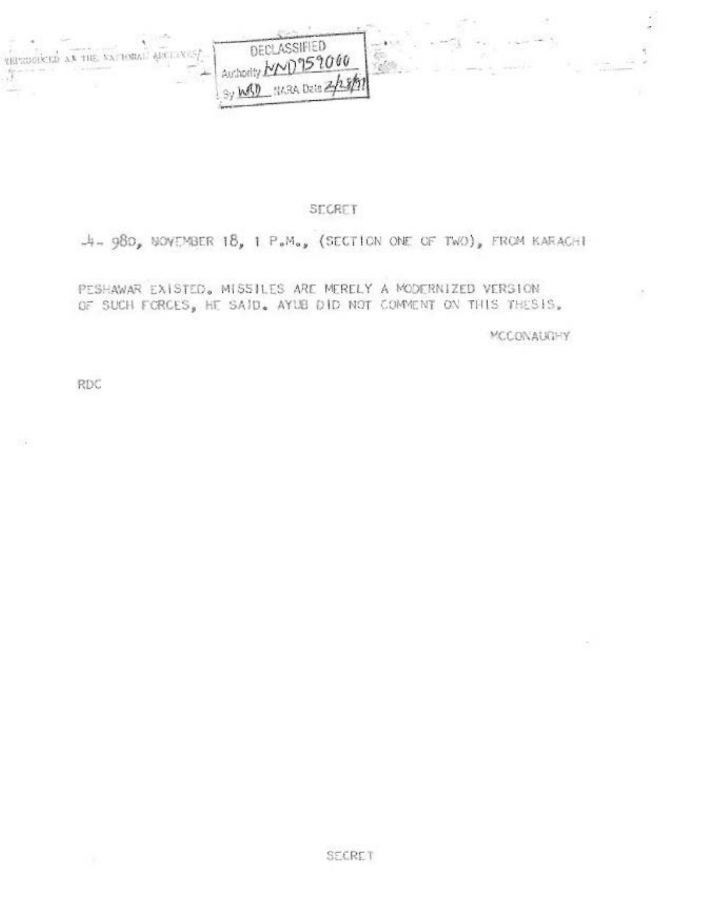REPRODUCED AT THE NATIONAL ARCHIVES

DECLASSIFIED
Authority NND959060
By WSD NARA Date 2/28/97

SECRET

-4- 980, NOVEMBER 18, 1 P.M., (SECTION ONE OF TWO), FROM KARACHI

PESHAWAR EXISTED. MISSILES ARE MERELY A MODERNIZED VERSION OF SUCH FORCES, HE SAID. AYUB DID NOT COMMENT ON THIS THESIS.

MCCONAUGHY

RDC

SECRET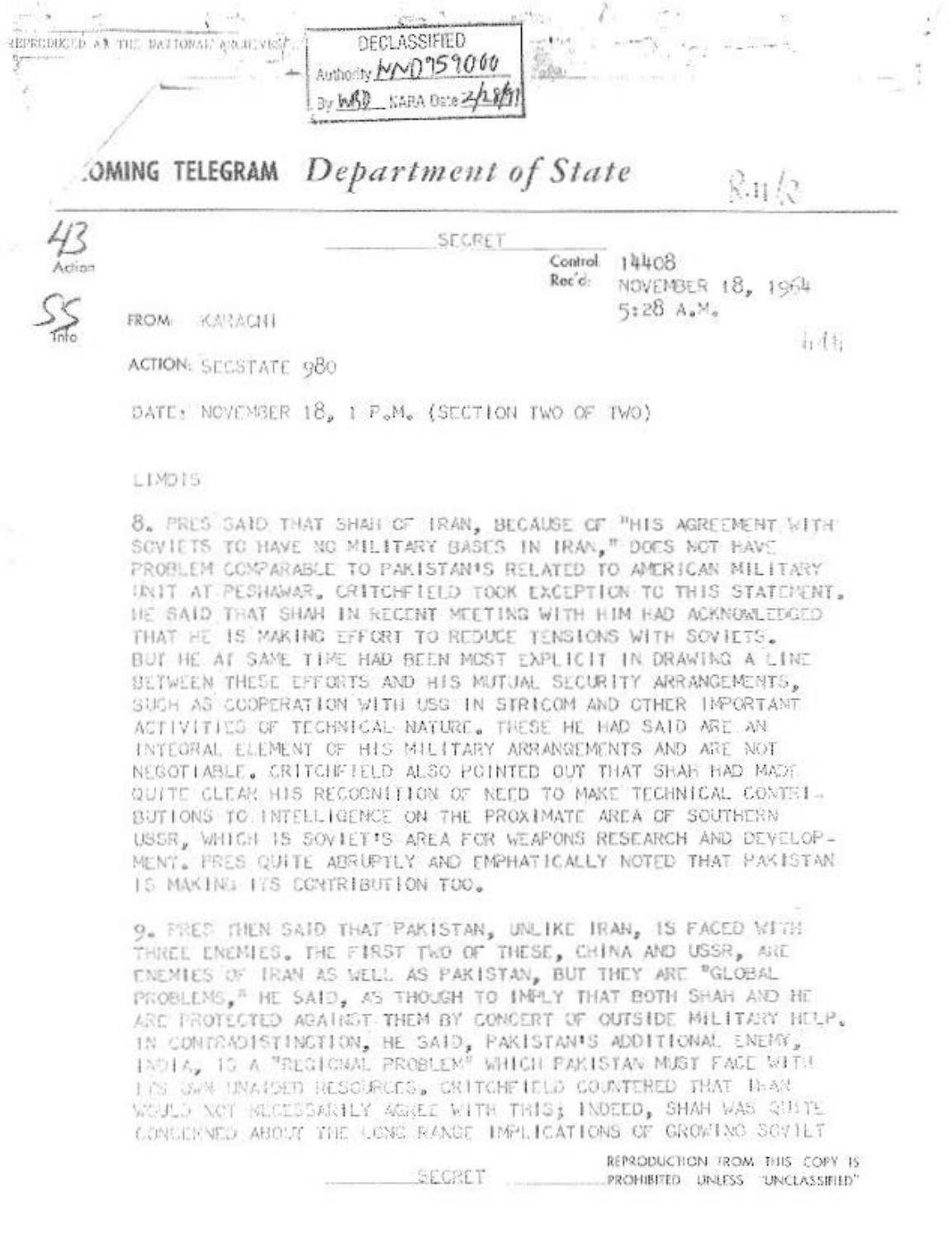REPRODUCED AT THE NATIONAL ARCHIVES

DECLASSIFIED
Authority NND959000
By WRD NARA Date 2/28/91

# INCOMING TELEGRAM *Department of State*

SECRET

43 Action

SS Info

Control: 14408
Rec'd: NOVEMBER 18, 1964
5:28 A.M.

FROM: KARACHI

ACTION: SECSTATE 980

DATE: NOVEMBER 18, 1 P.M. (SECTION TWO OF TWO)

LIMDIS

8. PRES SAID THAT SHAH OF IRAN, BECAUSE OF "HIS AGREEMENT WITH SOVIETS TO HAVE NO MILITARY BASES IN IRAN," DOES NOT HAVE PROBLEM COMPARABLE TO PAKISTAN'S RELATED TO AMERICAN MILITARY UNIT AT PESHAWAR. CRITCHFIELD TOOK EXCEPTION TO THIS STATEMENT. HE SAID THAT SHAH IN RECENT MEETING WITH HIM HAD ACKNOWLEDGED THAT HE IS MAKING EFFORT TO REDUCE TENSIONS WITH SOVIETS. BUT HE AT SAME TIME HAD BEEN MOST EXPLICIT IN DRAWING A LINE BETWEEN THESE EFFORTS AND HIS MUTUAL SECURITY ARRANGEMENTS, SUCH AS COOPERATION WITH USG IN STRICOM AND OTHER IMPORTANT ACTIVITIES OF TECHNICAL NATURE. THESE HE HAD SAID ARE AN INTEGRAL ELEMENT OF HIS MILITARY ARRANGEMENTS AND ARE NOT NEGOTIABLE. CRITCHFIELD ALSO POINTED OUT THAT SHAH HAD MADE QUITE CLEAR HIS RECOGNITION OF NEED TO MAKE TECHNICAL CONTRIBUTIONS TO INTELLIGENCE ON THE PROXIMATE AREA OF SOUTHERN USSR, WHICH IS SOVIET'S AREA FOR WEAPONS RESEARCH AND DEVELOPMENT. PRES QUITE ABRUPTLY AND EMPHATICALLY NOTED THAT PAKISTAN IS MAKING ITS CONTRIBUTION TOO.

9. PRES THEN SAID THAT PAKISTAN, UNLIKE IRAN, IS FACED WITH THREE ENEMIES. THE FIRST TWO OF THESE, CHINA AND USSR, ARE ENEMIES OF IRAN AS WELL AS PAKISTAN, BUT THEY ARE "GLOBAL PROBLEMS," HE SAID, AS THOUGH TO IMPLY THAT BOTH SHAH AND HE ARE PROTECTED AGAINST THEM BY CONCERT OF OUTSIDE MILITARY HELP. IN CONTRADISTINCTION, HE SAID, PAKISTAN'S ADDITIONAL ENEMY, INDIA, IS A "REGIONAL PROBLEM" WHICH PAKISTAN MUST FACE WITH ITS OWN UNAIDED RESOURCES. CRITCHFIELD COUNTERED THAT IRAN WOULD NOT NECESSARILY AGREE WITH THIS; INDEED, SHAH WAS QUITE CONCERNED ABOUT THE LONG RANGE IMPLICATIONS OF GROWING SOVIET

SECRET

REPRODUCTION FROM THIS COPY IS PROHIBITED UNLESS "UNCLASSIFIED"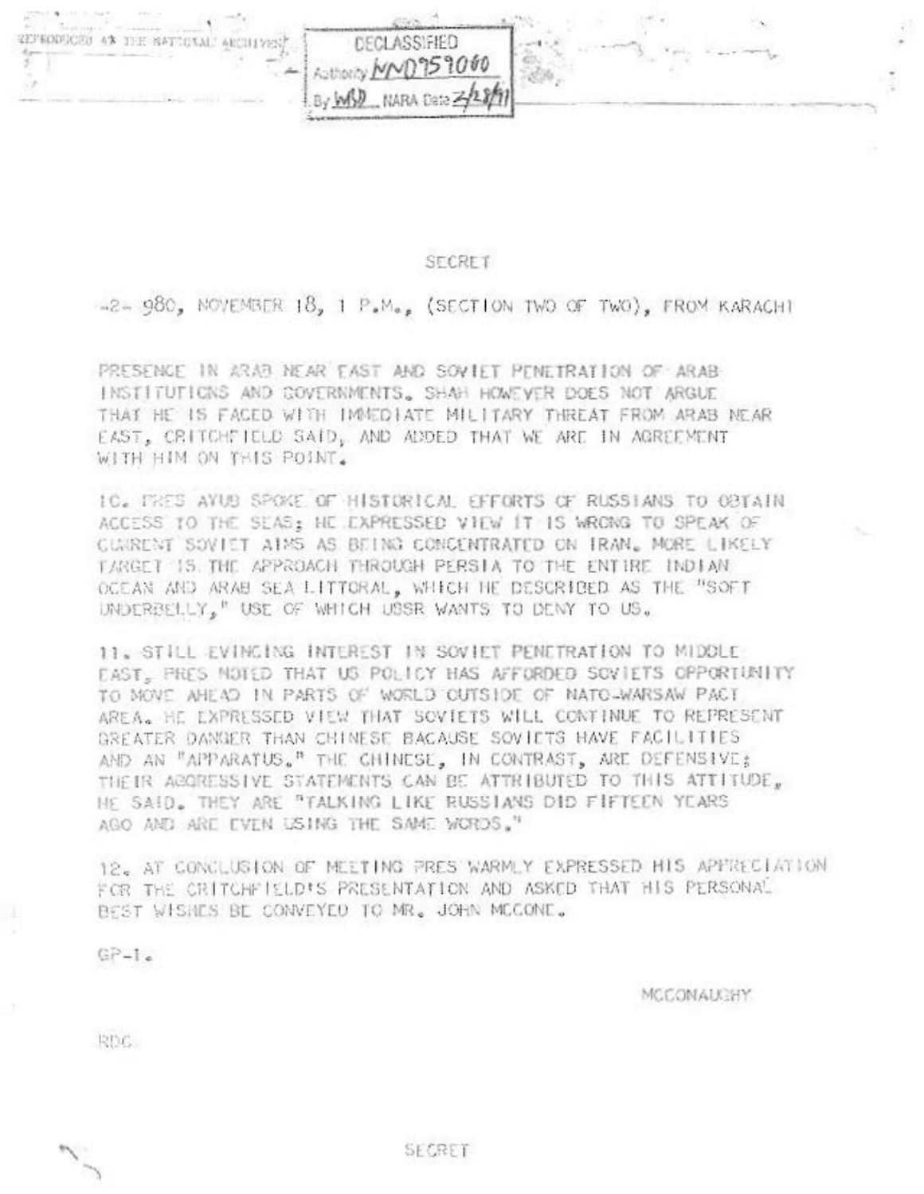DECLASSIFIED
Authority NND959060
By WBD NARA Date 2/28/91

SECRET

-2- 980, NOVEMBER 18, 1 P.M., (SECTION TWO OF TWO), FROM KARACHI

PRESENCE IN ARAB NEAR EAST AND SOVIET PENETRATION OF ARAB INSTITUTIONS AND GOVERNMENTS. SHAH HOWEVER DOES NOT ARGUE THAT HE IS FACED WITH IMMEDIATE MILITARY THREAT FROM ARAB NEAR EAST, CRITCHFIELD SAID, AND ADDED THAT WE ARE IN AGREEMENT WITH HIM ON THIS POINT.

10. PRES AYUB SPOKE OF HISTORICAL EFFORTS OF RUSSIANS TO OBTAIN ACCESS TO THE SEAS; HE EXPRESSED VIEW IT IS WRONG TO SPEAK OF CURRENT SOVIET AIMS AS BEING CONCENTRATED ON IRAN. MORE LIKELY TARGET IS THE APPROACH THROUGH PERSIA TO THE ENTIRE INDIAN OCEAN AND ARAB SEA LITTORAL, WHICH HE DESCRIBED AS THE "SOFT UNDERBELLY," USE OF WHICH USSR WANTS TO DENY TO US.

11. STILL EVINCING INTEREST IN SOVIET PENETRATION TO MIDDLE EAST, PRES NOTED THAT US POLICY HAS AFFORDED SOVIETS OPPORTUNITY TO MOVE AHEAD IN PARTS OF WORLD OUTSIDE OF NATO-WARSAW PACT AREA. HE EXPRESSED VIEW THAT SOVIETS WILL CONTINUE TO REPRESENT GREATER DANGER THAN CHINESE BACAUSE SOVIETS HAVE FACILITIES AND AN "APPARATUS." THE CHINESE, IN CONTRAST, ARE DEFENSIVE; THEIR AGGRESSIVE STATEMENTS CAN BE ATTRIBUTED TO THIS ATTITUDE, HE SAID. THEY ARE "TALKING LIKE RUSSIANS DID FIFTEEN YEARS AGO AND ARE EVEN USING THE SAME WORDS."

12. AT CONCLUSION OF MEETING PRES WARMLY EXPRESSED HIS APPRECIATION FOR THE CRITCHFIELD'S PRESENTATION AND ASKED THAT HIS PERSONAL BEST WISHES BE CONVEYED TO MR. JOHN MCCONE.

GP-1.

MCCONAUGHY

RDC

SECRET